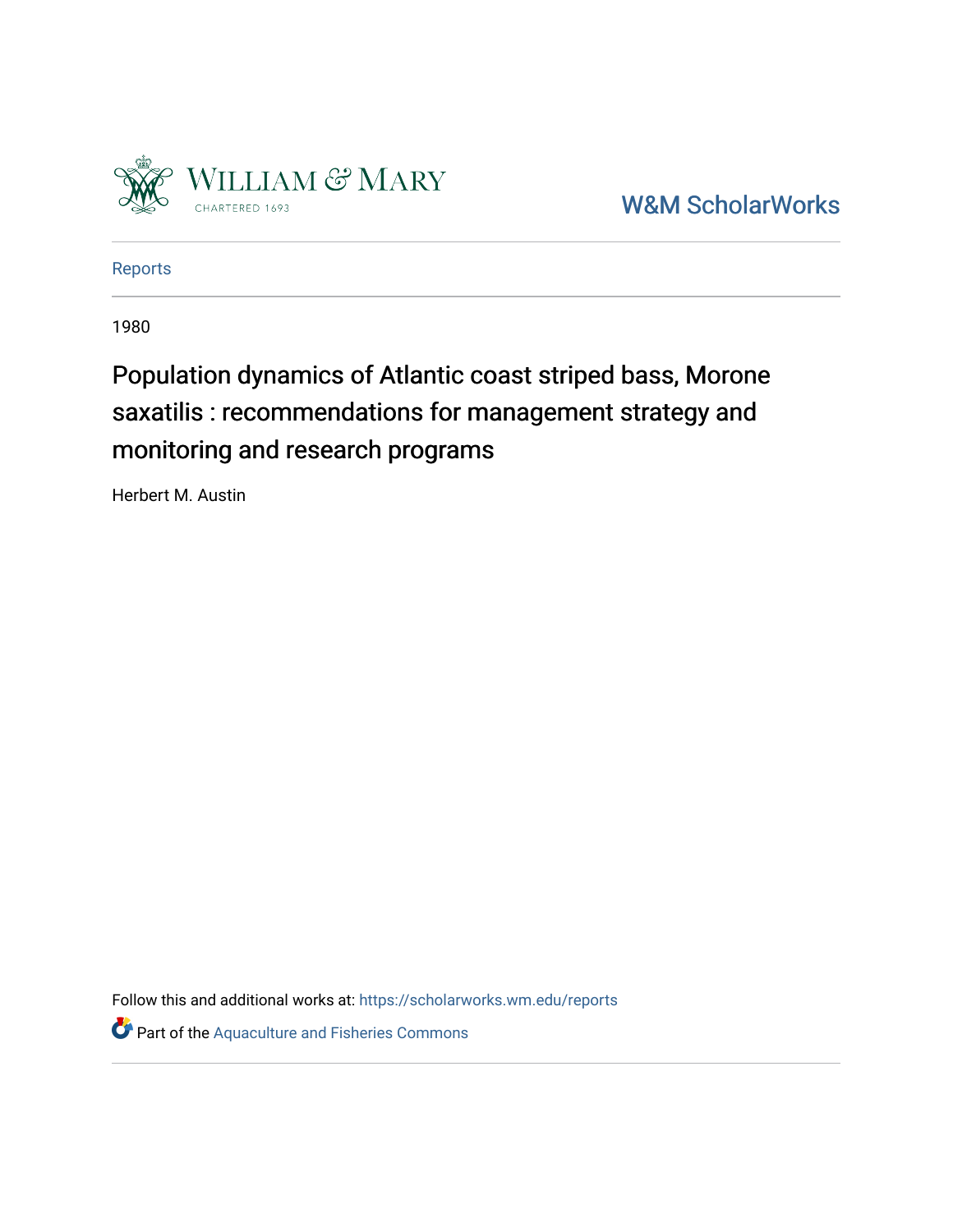William & Mary
CHARTERED 1693

W&M ScholarWorks

Reports

1980

# Population dynamics of Atlantic coast striped bass, Morone saxatilis : recommendations for management strategy and monitoring and research programs

Herbert M. Austin

Follow this and additional works at: https://scholarworks.wm.edu/reports

Part of the Aquaculture and Fisheries Commons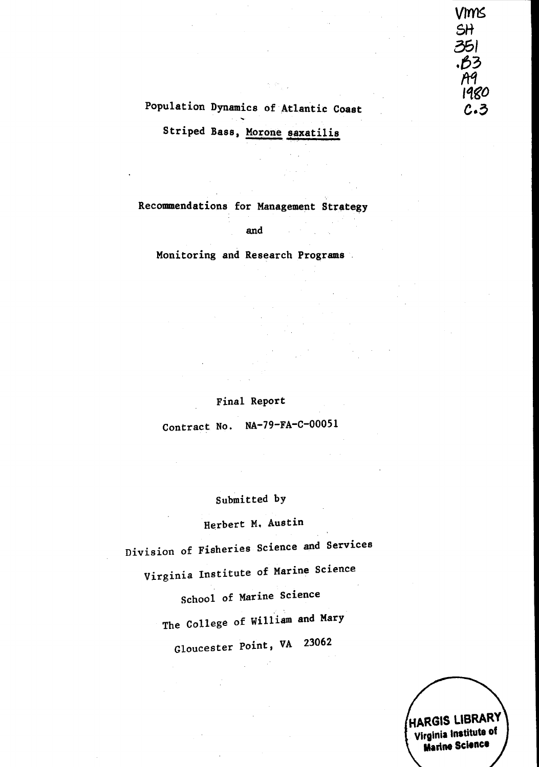VIMS
SH
351
.B3
A9
1980
C.3

# Population Dynamics of Atlantic Coast Striped Bass, *Morone saxatilis*

## Recommendations for Management Strategy

## and

## Monitoring and Research Programs

Final Report

Contract No. NA-79-FA-C-00051

Submitted by

Herbert M. Austin

Division of Fisheries Science and Services

Virginia Institute of Marine Science

School of Marine Science

The College of William and Mary

Gloucester Point, VA 23062

HARGIS LIBRARY
Virginia Institute of
Marine Science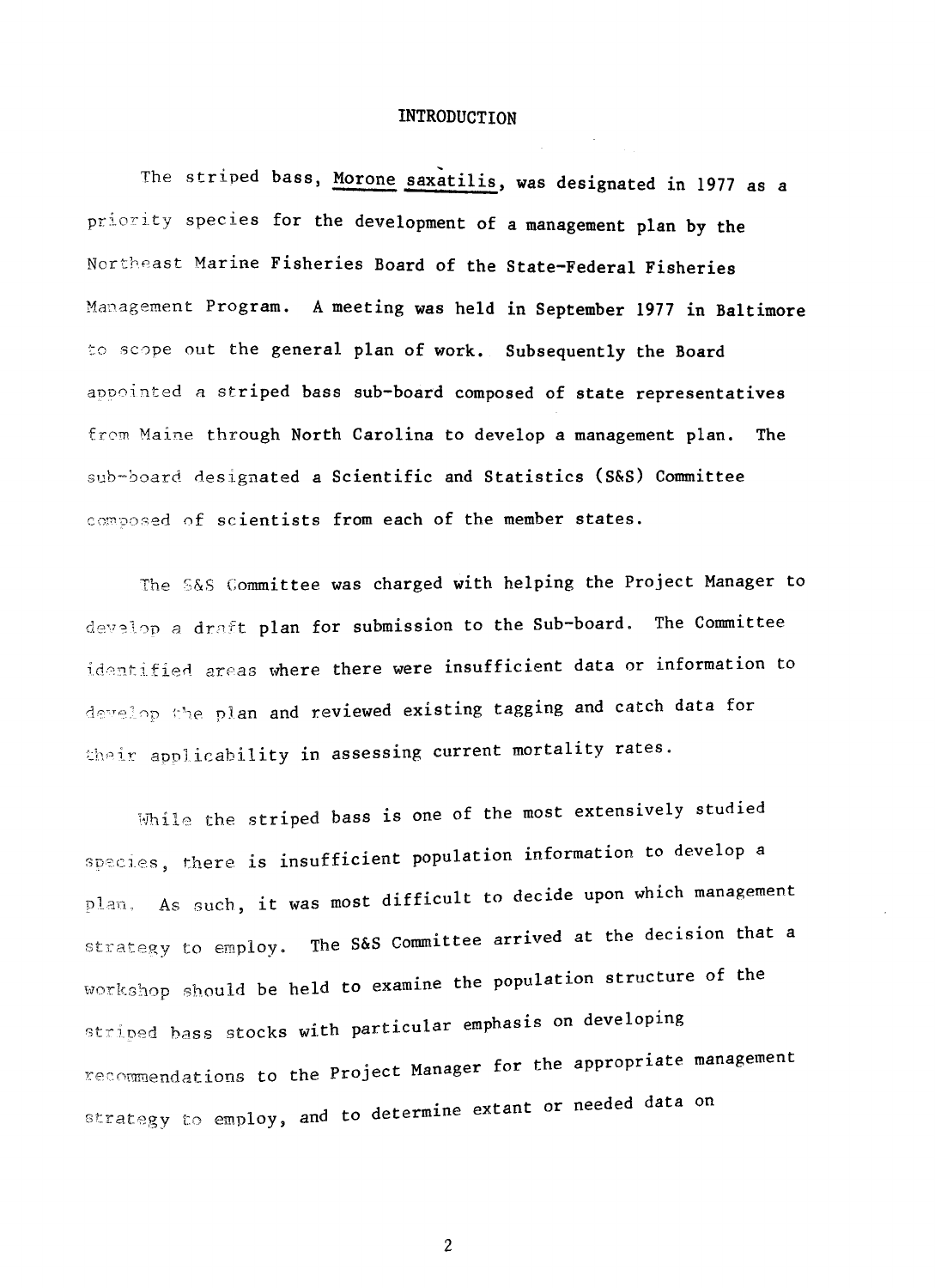# INTRODUCTION

The striped bass, *Morone saxatilis*, was designated in 1977 as a priority species for the development of a management plan by the Northeast Marine Fisheries Board of the State-Federal Fisheries Management Program. A meeting was held in September 1977 in Baltimore to scope out the general plan of work. Subsequently the Board appointed a striped bass sub-board composed of state representatives from Maine through North Carolina to develop a management plan. The sub-board designated a Scientific and Statistics (S&S) Committee composed of scientists from each of the member states.

The S&S Committee was charged with helping the Project Manager to develop a draft plan for submission to the Sub-board. The Committee identified areas where there were insufficient data or information to develop the plan and reviewed existing tagging and catch data for their applicability in assessing current mortality rates.

While the striped bass is one of the most extensively studied species, there is insufficient population information to develop a plan. As such, it was most difficult to decide upon which management strategy to employ. The S&S Committee arrived at the decision that a workshop should be held to examine the population structure of the striped bass stocks with particular emphasis on developing recommendations to the Project Manager for the appropriate management strategy to employ, and to determine extant or needed data on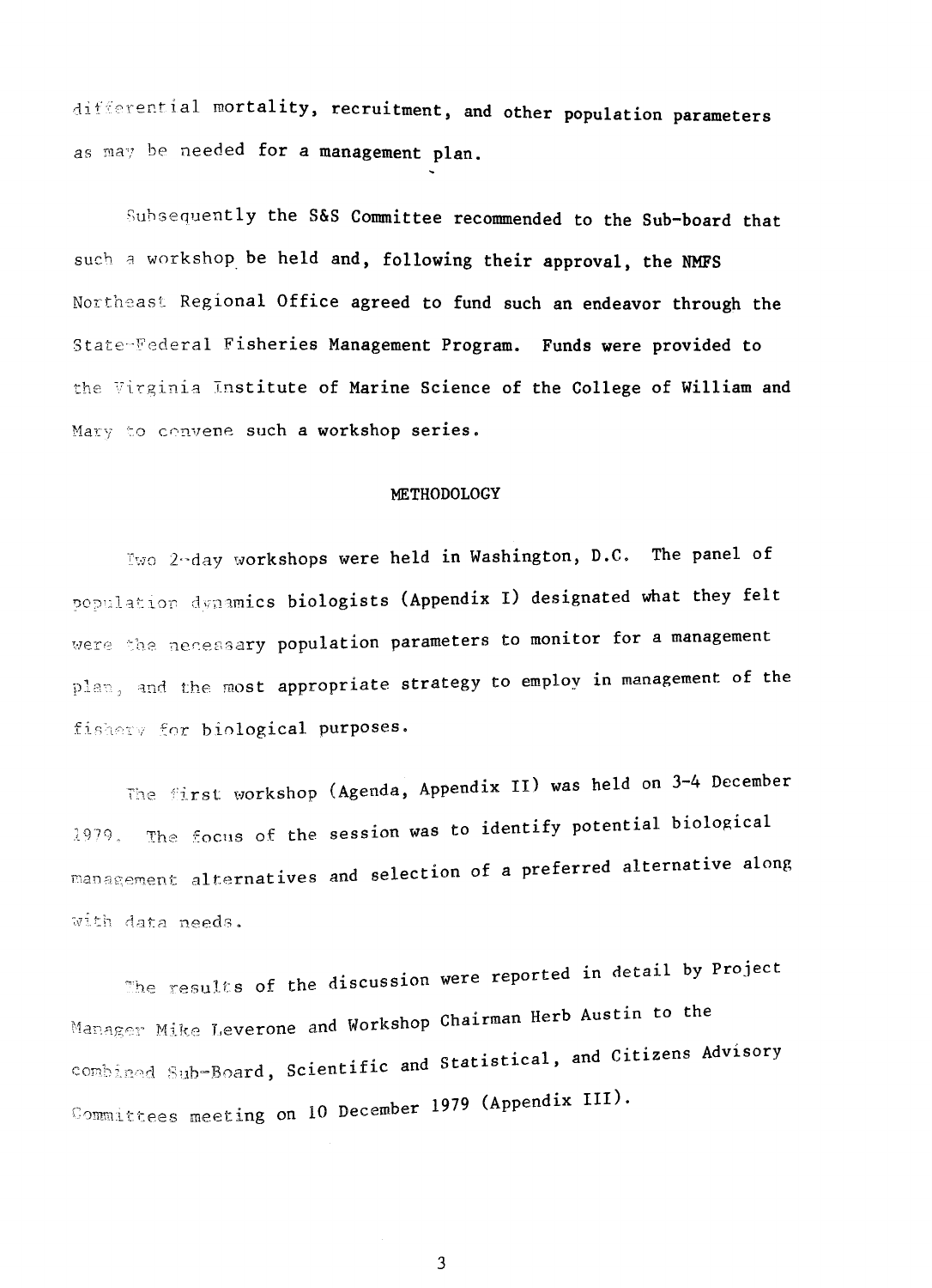differential mortality, recruitment, and other population parameters as may be needed for a management plan.

Subsequently the S&S Committee recommended to the Sub-board that such a workshop be held and, following their approval, the NMFS Northeast Regional Office agreed to fund such an endeavor through the State-Federal Fisheries Management Program. Funds were provided to the Virginia Institute of Marine Science of the College of William and Mary to convene such a workshop series.

## METHODOLOGY

Two 2-day workshops were held in Washington, D.C. The panel of population dynamics biologists (Appendix I) designated what they felt were the necessary population parameters to monitor for a management plan, and the most appropriate strategy to employ in management of the fishery for biological purposes.

The first workshop (Agenda, Appendix II) was held on 3-4 December 1979. The focus of the session was to identify potential biological management alternatives and selection of a preferred alternative along with data needs.

The results of the discussion were reported in detail by Project Manager Mike Leverone and Workshop Chairman Herb Austin to the combined Sub-Board, Scientific and Statistical, and Citizens Advisory Committees meeting on 10 December 1979 (Appendix III).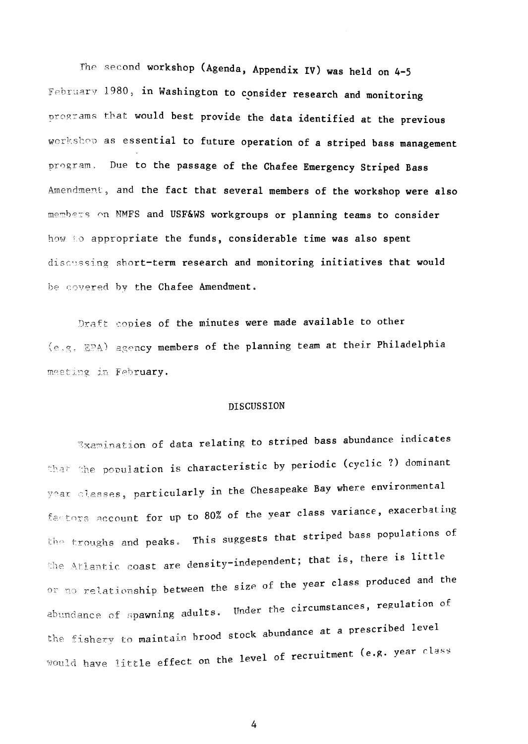The second workshop (Agenda, Appendix IV) was held on 4-5 February 1980, in Washington to consider research and monitoring programs that would best provide the data identified at the previous workshop as essential to future operation of a striped bass management program. Due to the passage of the Chafee Emergency Striped Bass Amendment, and the fact that several members of the workshop were also members on NMFS and USF&WS workgroups or planning teams to consider how to appropriate the funds, considerable time was also spent discussing short-term research and monitoring initiatives that would be covered by the Chafee Amendment.

Draft copies of the minutes were made available to other (e.g. EPA) agency members of the planning team at their Philadelphia meeting in February.

## DISCUSSION

Examination of data relating to striped bass abundance indicates that the population is characteristic by periodic (cyclic ?) dominant year classes, particularly in the Chesapeake Bay where environmental factors account for up to 80% of the year class variance, exacerbating the troughs and peaks. This suggests that striped bass populations of the Atlantic coast are density-independent; that is, there is little or no relationship between the size of the year class produced and the abundance of spawning adults. Under the circumstances, regulation of the fishery to maintain brood stock abundance at a prescribed level would have little effect on the level of recruitment (e.g. year class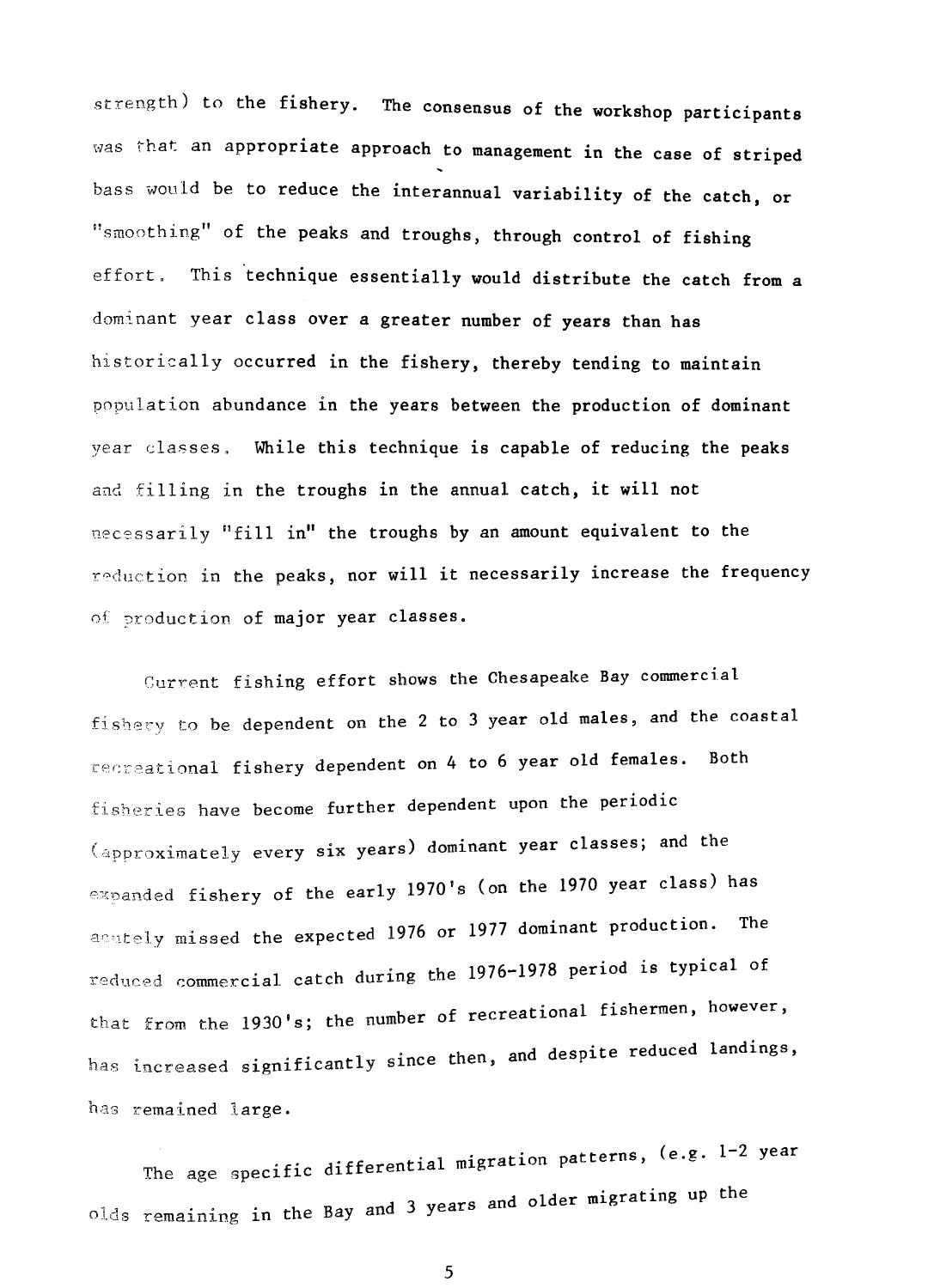strength) to the fishery. The consensus of the workshop participants was that an appropriate approach to management in the case of striped bass would be to reduce the interannual variability of the catch, or "smoothing" of the peaks and troughs, through control of fishing effort. This technique essentially would distribute the catch from a dominant year class over a greater number of years than has historically occurred in the fishery, thereby tending to maintain population abundance in the years between the production of dominant year classes. While this technique is capable of reducing the peaks and filling in the troughs in the annual catch, it will not necessarily "fill in" the troughs by an amount equivalent to the reduction in the peaks, nor will it necessarily increase the frequency of production of major year classes.

Current fishing effort shows the Chesapeake Bay commercial fishery to be dependent on the 2 to 3 year old males, and the coastal recreational fishery dependent on 4 to 6 year old females. Both fisheries have become further dependent upon the periodic (approximately every six years) dominant year classes; and the expanded fishery of the early 1970's (on the 1970 year class) has acutely missed the expected 1976 or 1977 dominant production. The reduced commercial catch during the 1976-1978 period is typical of that from the 1930's; the number of recreational fishermen, however, has increased significantly since then, and despite reduced landings, has remained large.

The age specific differential migration patterns, (e.g. 1-2 year olds remaining in the Bay and 3 years and older migrating up the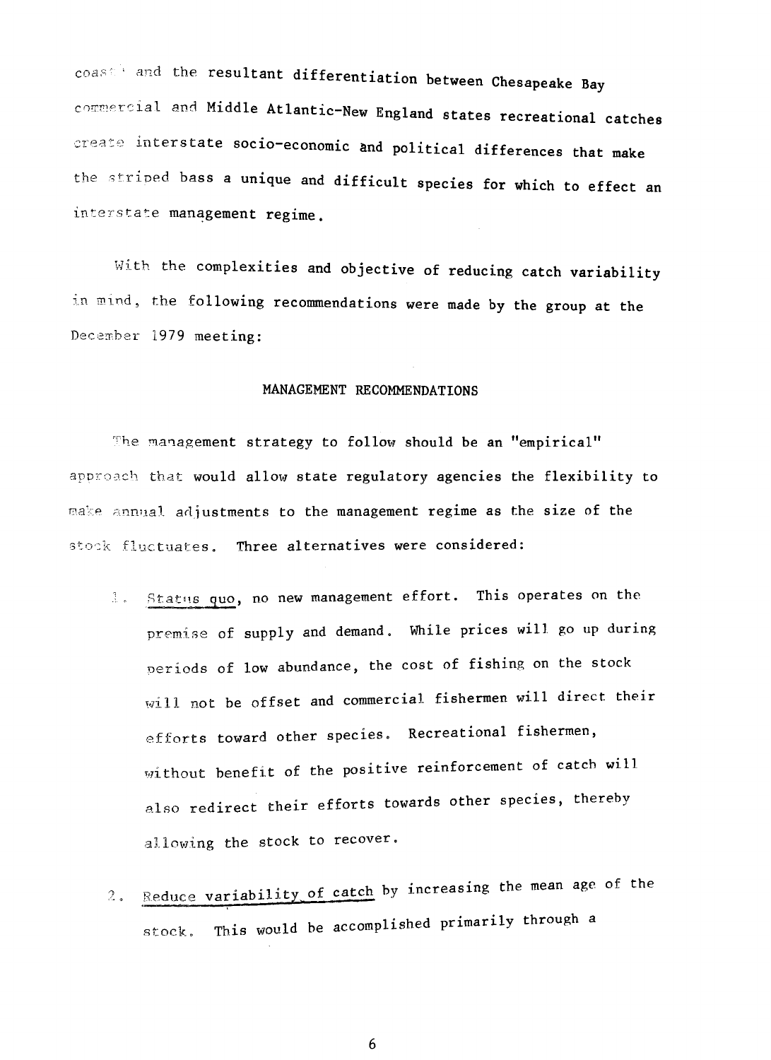coast and the resultant differentiation between Chesapeake Bay commercial and Middle Atlantic-New England states recreational catches create interstate socio-economic and political differences that make the striped bass a unique and difficult species for which to effect an interstate management regime.

With the complexities and objective of reducing catch variability in mind, the following recommendations were made by the group at the December 1979 meeting:

## MANAGEMENT RECOMMENDATIONS

The management strategy to follow should be an "empirical" approach that would allow state regulatory agencies the flexibility to make annual adjustments to the management regime as the size of the stock fluctuates. Three alternatives were considered:

1. Status quo, no new management effort. This operates on the premise of supply and demand. While prices will go up during periods of low abundance, the cost of fishing on the stock will not be offset and commercial fishermen will direct their efforts toward other species. Recreational fishermen, without benefit of the positive reinforcement of catch will also redirect their efforts towards other species, thereby allowing the stock to recover.

2. Reduce variability of catch by increasing the mean age of the stock. This would be accomplished primarily through a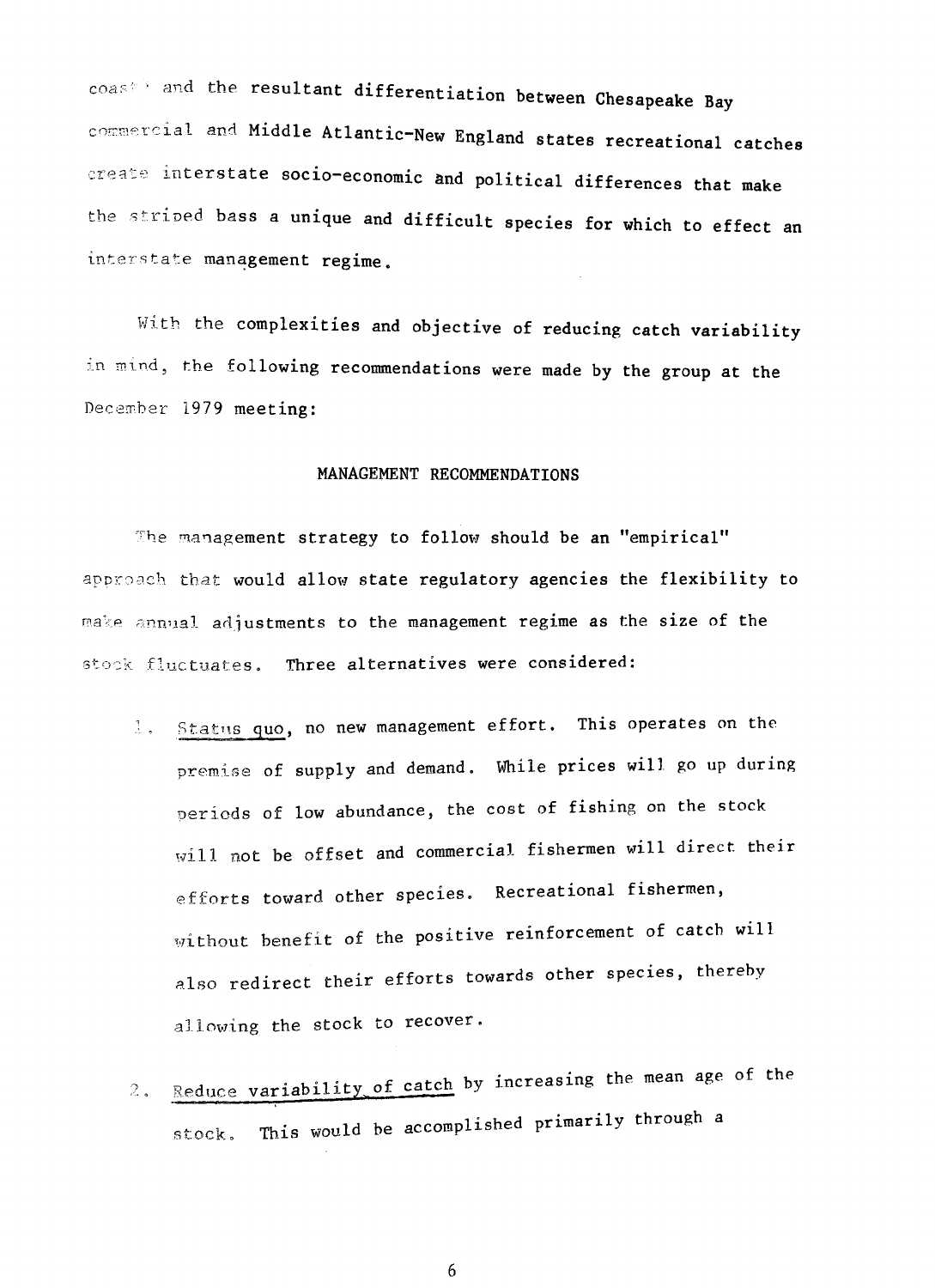coast and the resultant differentiation between Chesapeake Bay commercial and Middle Atlantic-New England states recreational catches create interstate socio-economic and political differences that make the striped bass a unique and difficult species for which to effect an interstate management regime.

With the complexities and objective of reducing catch variability in mind, the following recommendations were made by the group at the December 1979 meeting:

## MANAGEMENT RECOMMENDATIONS

The management strategy to follow should be an "empirical" approach that would allow state regulatory agencies the flexibility to make annual adjustments to the management regime as the size of the stock fluctuates. Three alternatives were considered:

1. Status quo, no new management effort. This operates on the premise of supply and demand. While prices will go up during periods of low abundance, the cost of fishing on the stock will not be offset and commercial fishermen will direct their efforts toward other species. Recreational fishermen, without benefit of the positive reinforcement of catch will also redirect their efforts towards other species, thereby allowing the stock to recover.

2. Reduce variability of catch by increasing the mean age of the stock. This would be accomplished primarily through a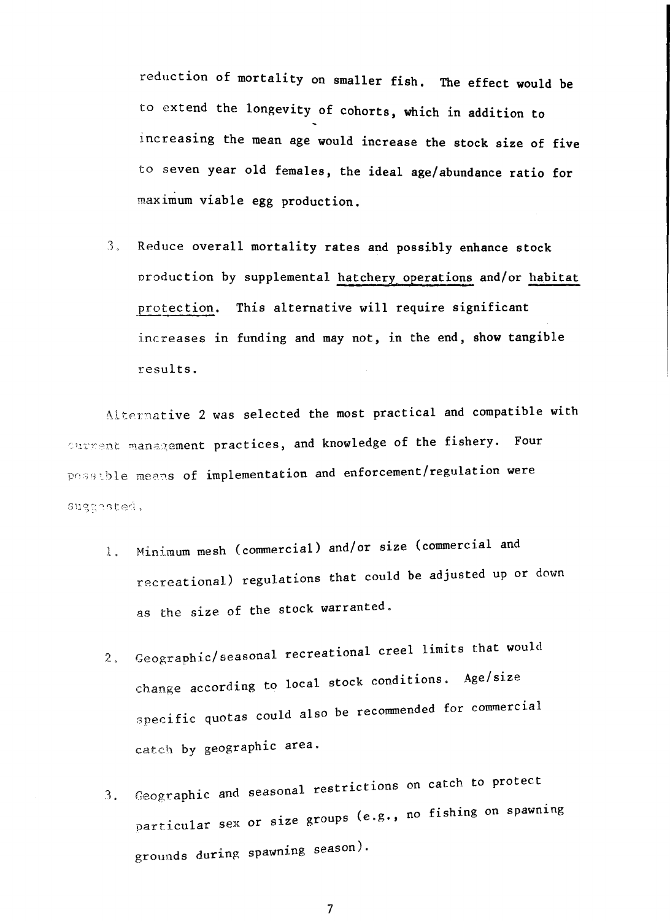reduction of mortality on smaller fish. The effect would be to extend the longevity of cohorts, which in addition to increasing the mean age would increase the stock size of five to seven year old females, the ideal age/abundance ratio for maximum viable egg production.

3. Reduce overall mortality rates and possibly enhance stock production by supplemental hatchery operations and/or habitat protection. This alternative will require significant increases in funding and may not, in the end, show tangible results.

Alternative 2 was selected the most practical and compatible with current management practices, and knowledge of the fishery. Four possible means of implementation and enforcement/regulation were suggested.

1. Minimum mesh (commercial) and/or size (commercial and recreational) regulations that could be adjusted up or down as the size of the stock warranted.

2. Geographic/seasonal recreational creel limits that would change according to local stock conditions. Age/size specific quotas could also be recommended for commercial catch by geographic area.

3. Geographic and seasonal restrictions on catch to protect particular sex or size groups (e.g., no fishing on spawning grounds during spawning season).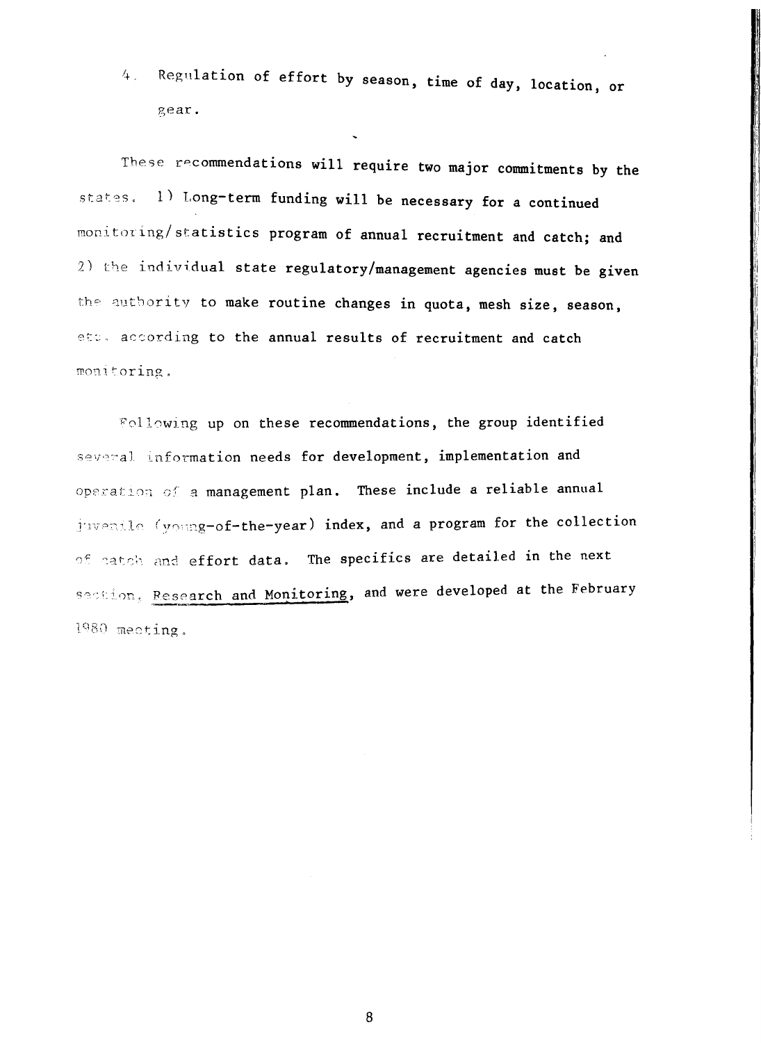4. Regulation of effort by season, time of day, location, or gear.

These recommendations will require two major commitments by the states. 1) Long-term funding will be necessary for a continued monitoring/statistics program of annual recruitment and catch; and 2) the individual state regulatory/management agencies must be given the authority to make routine changes in quota, mesh size, season, etc. according to the annual results of recruitment and catch monitoring.

Following up on these recommendations, the group identified several information needs for development, implementation and operation of a management plan. These include a reliable annual juvenile (young-of-the-year) index, and a program for the collection of catch and effort data. The specifics are detailed in the next section, Research and Monitoring, and were developed at the February 1980 meeting.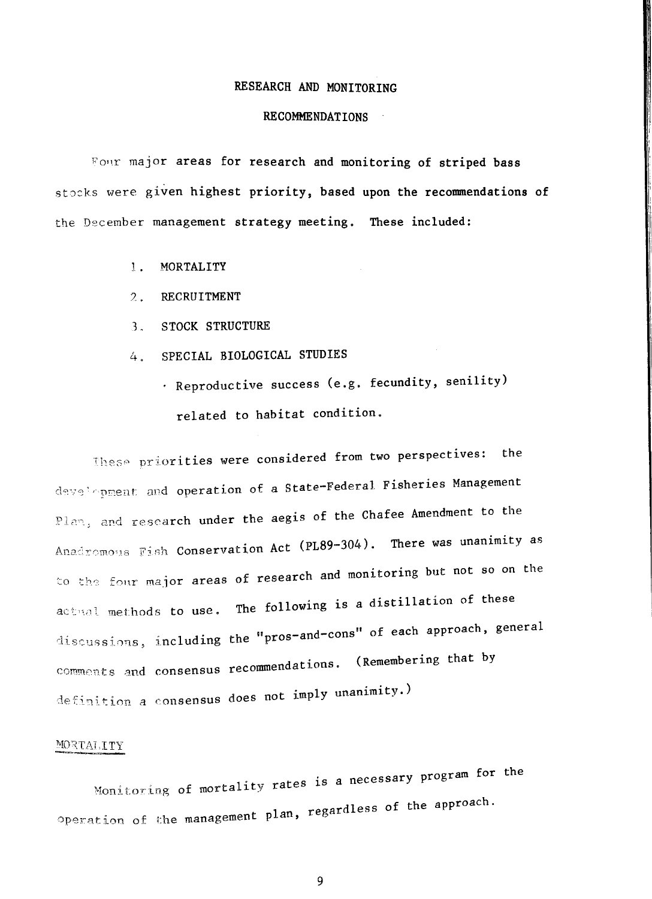# RESEARCH AND MONITORING

# RECOMMENDATIONS

Four major areas for research and monitoring of striped bass stocks were given highest priority, based upon the recommendations of the December management strategy meeting. These included:

1. MORTALITY
2. RECRUITMENT
3. STOCK STRUCTURE
4. SPECIAL BIOLOGICAL STUDIES
   - Reproductive success (e.g. fecundity, senility) related to habitat condition.

These priorities were considered from two perspectives: the development and operation of a State-Federal Fisheries Management Plan, and research under the aegis of the Chafee Amendment to the Anadromous Fish Conservation Act (PL89-304). There was unanimity as to the four major areas of research and monitoring but not so on the actual methods to use. The following is a distillation of these discussions, including the "pros-and-cons" of each approach, general comments and consensus recommendations. (Remembering that by definition a consensus does not imply unanimity.)

## MORTALITY

Monitoring of mortality rates is a necessary program for the operation of the management plan, regardless of the approach.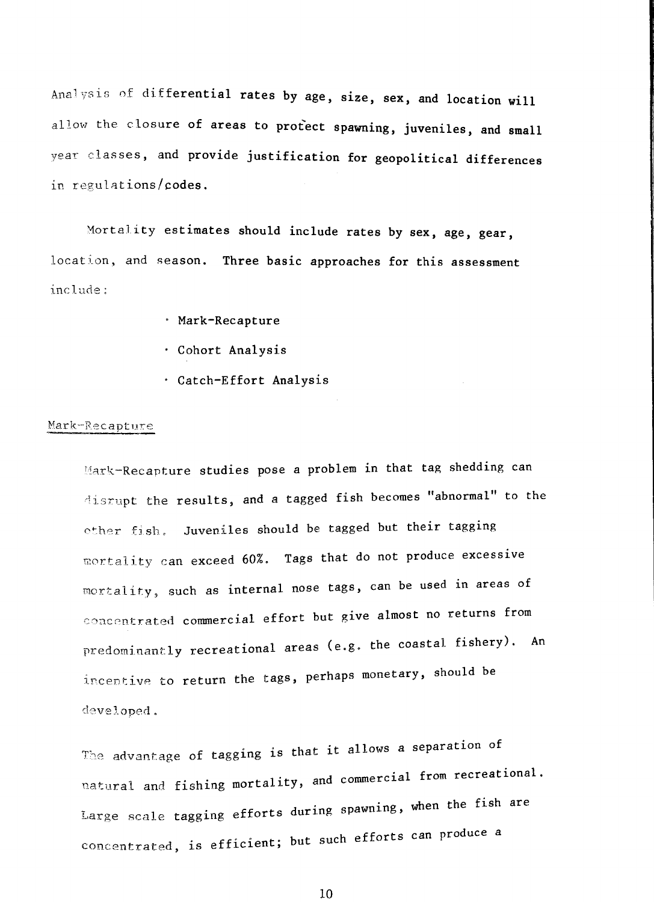Analysis of differential rates by age, size, sex, and location will allow the closure of areas to protect spawning, juveniles, and small year classes, and provide justification for geopolitical differences in regulations/codes.

Mortality estimates should include rates by sex, age, gear, location, and season. Three basic approaches for this assessment include:

- Mark-Recapture
- Cohort Analysis
- Catch-Effort Analysis

## Mark-Recapture

Mark-Recapture studies pose a problem in that tag shedding can disrupt the results, and a tagged fish becomes "abnormal" to the other fish. Juveniles should be tagged but their tagging mortality can exceed 60%. Tags that do not produce excessive mortality, such as internal nose tags, can be used in areas of concentrated commercial effort but give almost no returns from predominantly recreational areas (e.g. the coastal fishery). An incentive to return the tags, perhaps monetary, should be developed.

The advantage of tagging is that it allows a separation of natural and fishing mortality, and commercial from recreational. Large scale tagging efforts during spawning, when the fish are concentrated, is efficient; but such efforts can produce a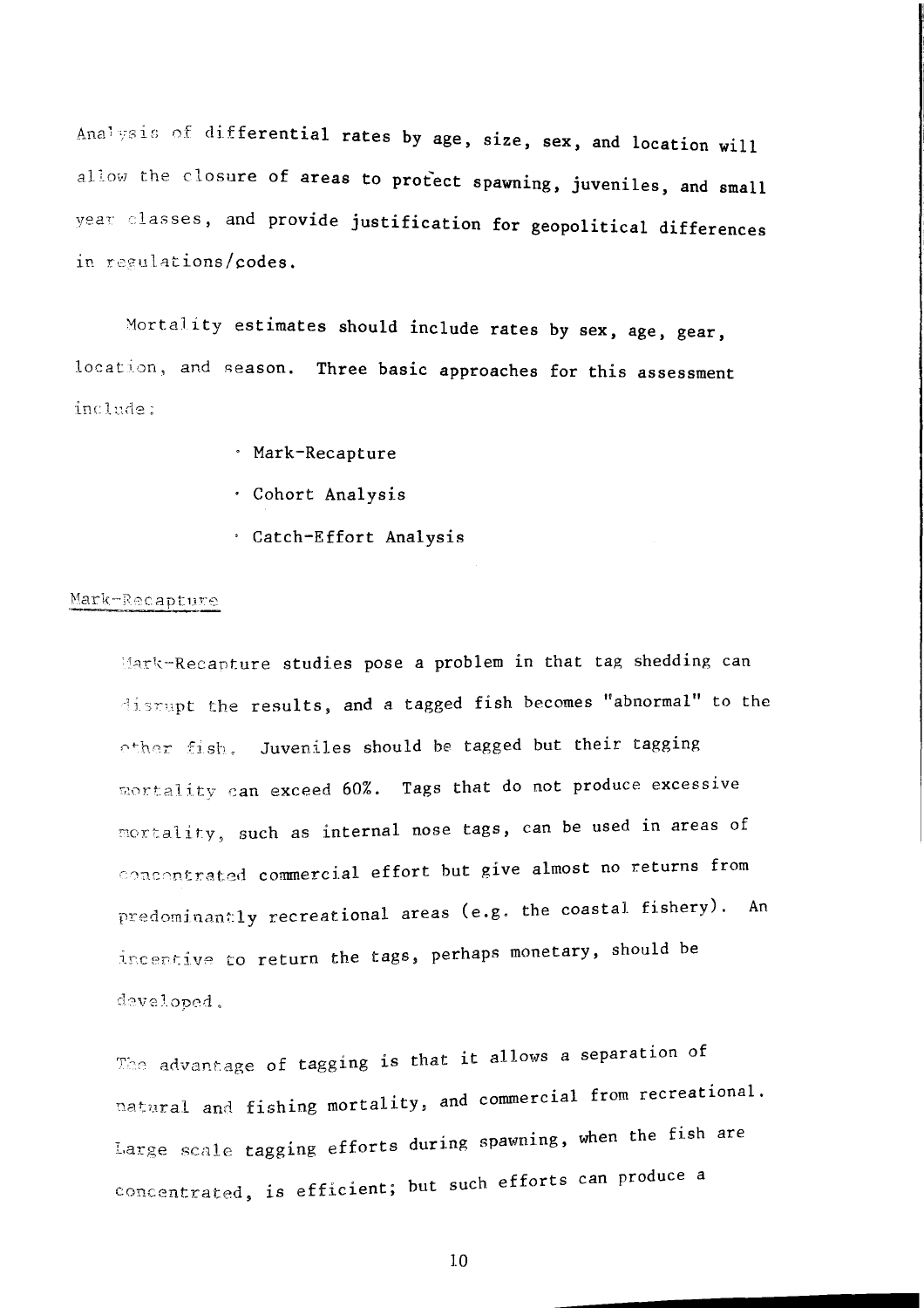Analysis of differential rates by age, size, sex, and location will allow the closure of areas to protect spawning, juveniles, and small year classes, and provide justification for geopolitical differences in regulations/codes.

Mortality estimates should include rates by sex, age, gear, location, and season. Three basic approaches for this assessment include:

- Mark-Recapture
- Cohort Analysis
- Catch-Effort Analysis

<u>Mark-Recapture</u>

Mark-Recapture studies pose a problem in that tag shedding can disrupt the results, and a tagged fish becomes "abnormal" to the other fish. Juveniles should be tagged but their tagging mortality can exceed 60%. Tags that do not produce excessive mortality, such as internal nose tags, can be used in areas of concentrated commercial effort but give almost no returns from predominantly recreational areas (e.g. the coastal fishery). An incentive to return the tags, perhaps monetary, should be developed.

The advantage of tagging is that it allows a separation of natural and fishing mortality, and commercial from recreational. Large scale tagging efforts during spawning, when the fish are concentrated, is efficient; but such efforts can produce a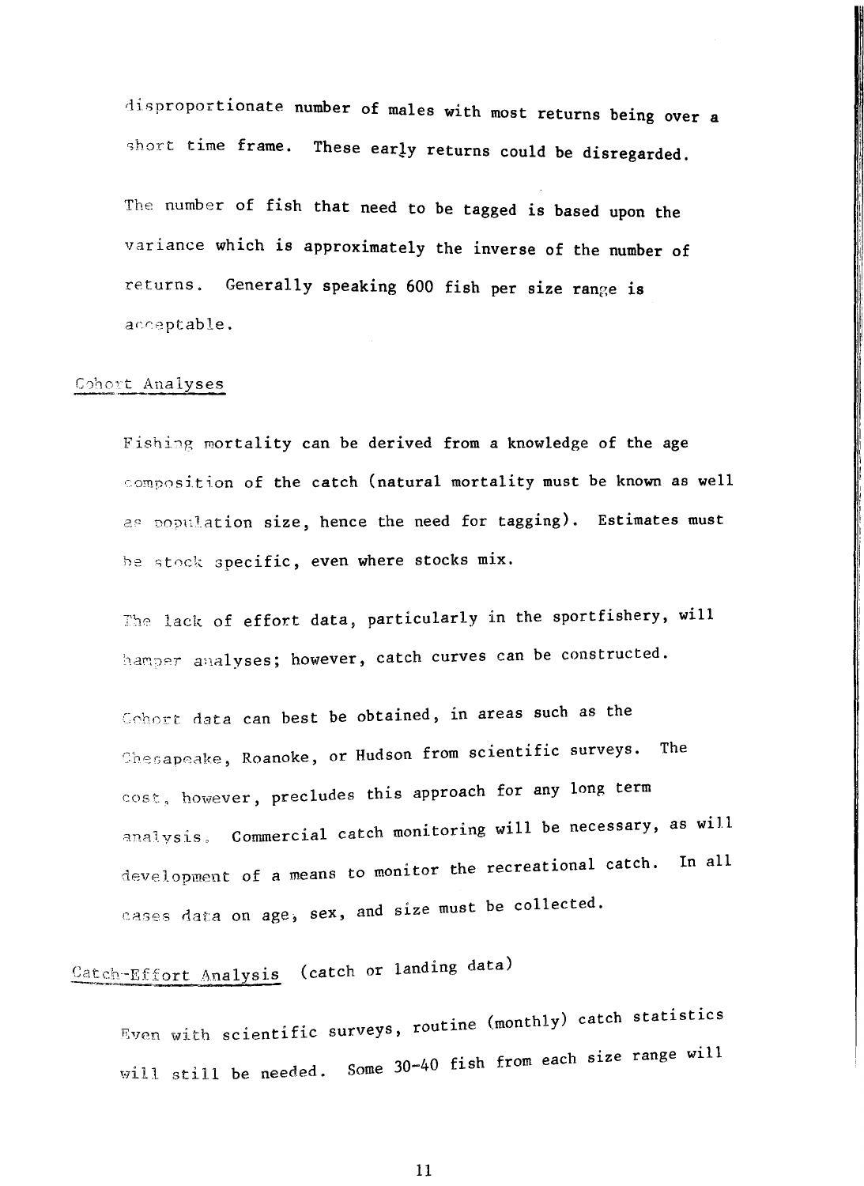disproportionate number of males with most returns being over a short time frame. These early returns could be disregarded.

The number of fish that need to be tagged is based upon the variance which is approximately the inverse of the number of returns. Generally speaking 600 fish per size range is acceptable.

## Cohort Analyses

Fishing mortality can be derived from a knowledge of the age composition of the catch (natural mortality must be known as well as population size, hence the need for tagging). Estimates must be stock specific, even where stocks mix.

The lack of effort data, particularly in the sportfishery, will hamper analyses; however, catch curves can be constructed.

Cohort data can best be obtained, in areas such as the Chesapeake, Roanoke, or Hudson from scientific surveys. The cost, however, precludes this approach for any long term analysis. Commercial catch monitoring will be necessary, as will development of a means to monitor the recreational catch. In all cases data on age, sex, and size must be collected.

## Catch-Effort Analysis (catch or landing data)

Even with scientific surveys, routine (monthly) catch statistics will still be needed. Some 30-40 fish from each size range will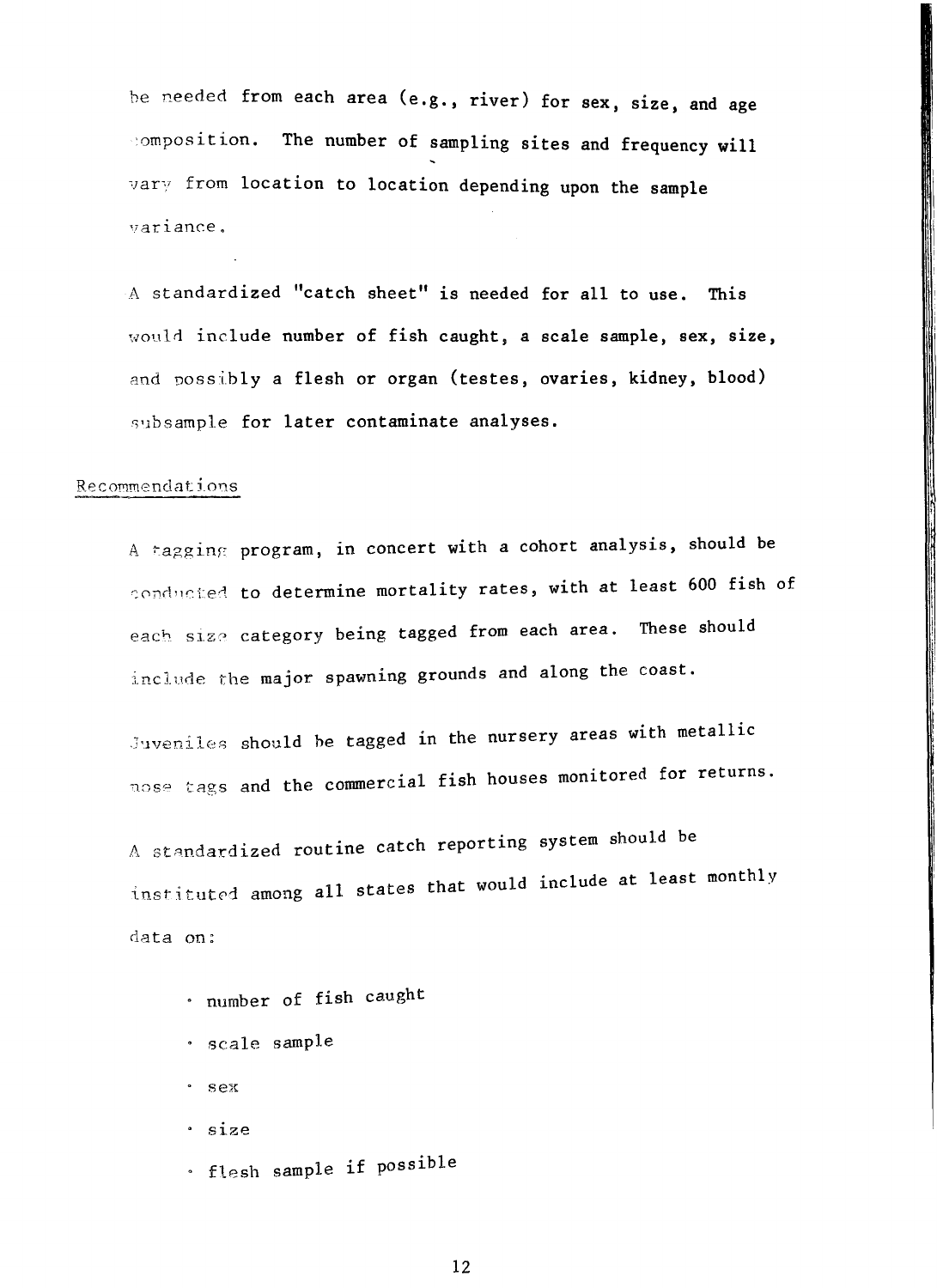be needed from each area (e.g., river) for sex, size, and age composition. The number of sampling sites and frequency will vary from location to location depending upon the sample variance.

A standardized "catch sheet" is needed for all to use. This would include number of fish caught, a scale sample, sex, size, and possibly a flesh or organ (testes, ovaries, kidney, blood) subsample for later contaminate analyses.

## Recommendations

A tagging program, in concert with a cohort analysis, should be conducted to determine mortality rates, with at least 600 fish of each size category being tagged from each area. These should include the major spawning grounds and along the coast.

Juveniles should be tagged in the nursery areas with metallic nose tags and the commercial fish houses monitored for returns.

A standardized routine catch reporting system should be instituted among all states that would include at least monthly data on:

- number of fish caught
- scale sample
- sex
- size
- flesh sample if possible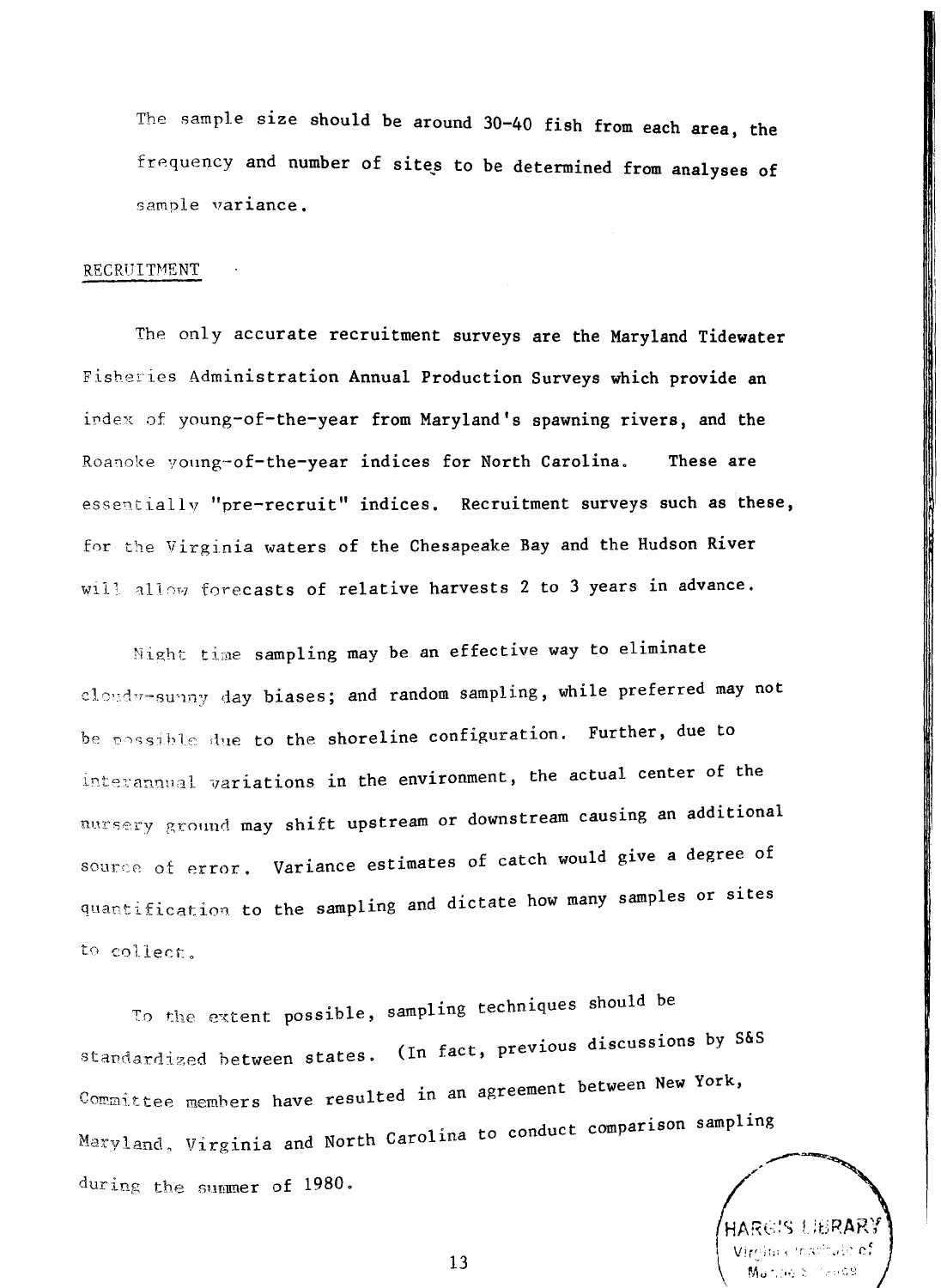The sample size should be around 30-40 fish from each area, the frequency and number of sites to be determined from analyses of sample variance.

## RECRUITMENT

The only accurate recruitment surveys are the Maryland Tidewater Fisheries Administration Annual Production Surveys which provide an index of young-of-the-year from Maryland's spawning rivers, and the Roanoke young-of-the-year indices for North Carolina. These are essentially "pre-recruit" indices. Recruitment surveys such as these, for the Virginia waters of the Chesapeake Bay and the Hudson River will allow forecasts of relative harvests 2 to 3 years in advance.

Night time sampling may be an effective way to eliminate cloudy-sunny day biases; and random sampling, while preferred may not be possible due to the shoreline configuration. Further, due to interannual variations in the environment, the actual center of the nursery ground may shift upstream or downstream causing an additional source of error. Variance estimates of catch would give a degree of quantification to the sampling and dictate how many samples or sites to collect.

To the extent possible, sampling techniques should be standardized between states. (In fact, previous discussions by S&S Committee members have resulted in an agreement between New York, Maryland, Virginia and North Carolina to conduct comparison sampling during the summer of 1980.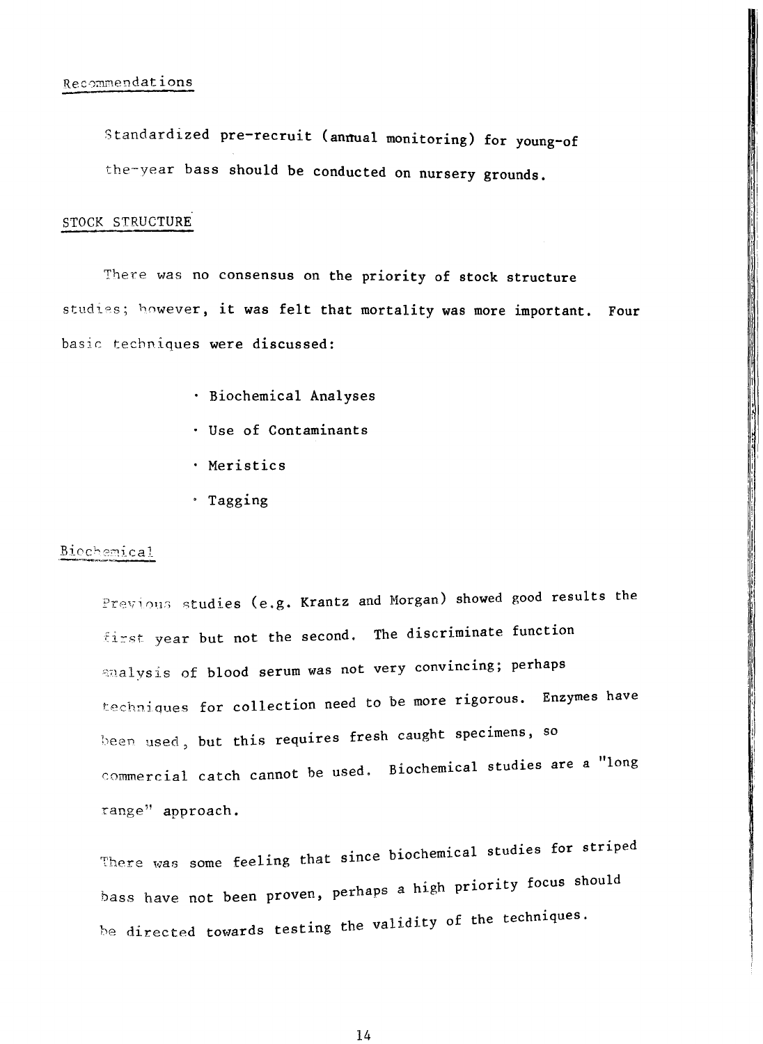### Recommendations

Standardized pre-recruit (annual monitoring) for young-of the-year bass should be conducted on nursery grounds.

## STOCK STRUCTURE

There was no consensus on the priority of stock structure studies; however, it was felt that mortality was more important. Four basic techniques were discussed:

- Biochemical Analyses
- Use of Contaminants
- Meristics
- Tagging

### Biochemical

Previous studies (e.g. Krantz and Morgan) showed good results the first year but not the second. The discriminate function analysis of blood serum was not very convincing; perhaps techniques for collection need to be more rigorous. Enzymes have been used, but this requires fresh caught specimens, so commercial catch cannot be used. Biochemical studies are a "long range" approach.

There was some feeling that since biochemical studies for striped bass have not been proven, perhaps a high priority focus should be directed towards testing the validity of the techniques.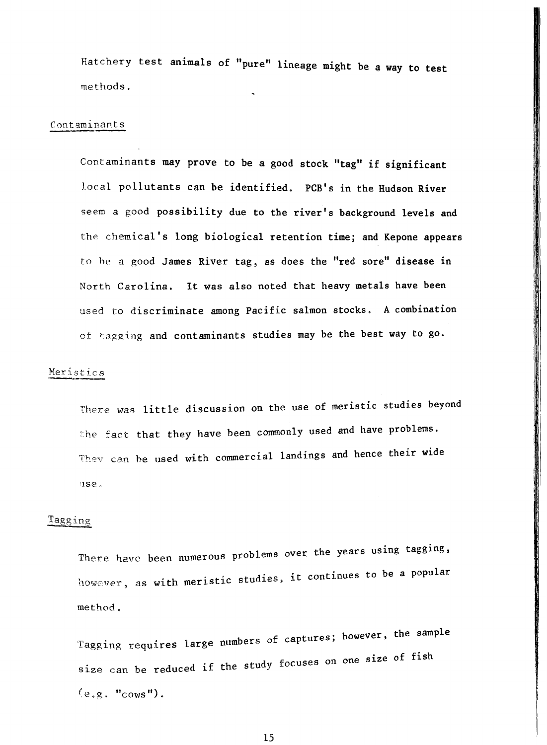Hatchery test animals of "pure" lineage might be a way to test methods.

## Contaminants

Contaminants may prove to be a good stock "tag" if significant local pollutants can be identified. PCB's in the Hudson River seem a good possibility due to the river's background levels and the chemical's long biological retention time; and Kepone appears to be a good James River tag, as does the "red sore" disease in North Carolina. It was also noted that heavy metals have been used to discriminate among Pacific salmon stocks. A combination of tagging and contaminants studies may be the best way to go.

## Meristics

There was little discussion on the use of meristic studies beyond the fact that they have been commonly used and have problems. They can be used with commercial landings and hence their wide use.

## Tagging

There have been numerous problems over the years using tagging, however, as with meristic studies, it continues to be a popular method.

Tagging requires large numbers of captures; however, the sample size can be reduced if the study focuses on one size of fish (e.g. "cows").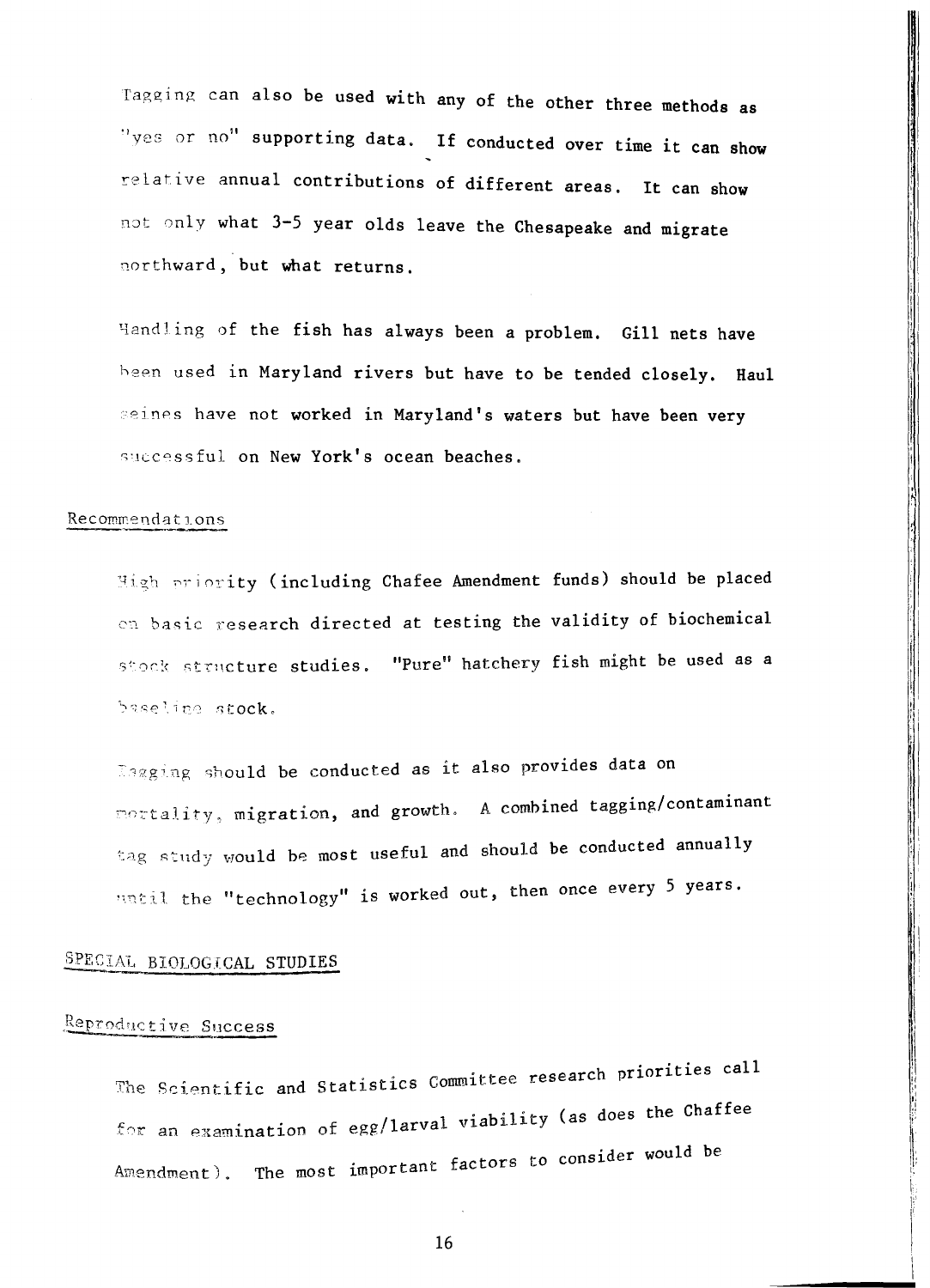Tagging can also be used with any of the other three methods as "yes or no" supporting data. If conducted over time it can show relative annual contributions of different areas. It can show not only what 3-5 year olds leave the Chesapeake and migrate northward, but what returns.

Handling of the fish has always been a problem. Gill nets have been used in Maryland rivers but have to be tended closely. Haul seines have not worked in Maryland's waters but have been very successful on New York's ocean beaches.

## Recommendations

High priority (including Chafee Amendment funds) should be placed on basic research directed at testing the validity of biochemical stock structure studies. "Pure" hatchery fish might be used as a baseline stock.

Tagging should be conducted as it also provides data on mortality, migration, and growth. A combined tagging/contaminant tag study would be most useful and should be conducted annually until the "technology" is worked out, then once every 5 years.

## SPECIAL BIOLOGICAL STUDIES

### Reproductive Success

The Scientific and Statistics Committee research priorities call for an examination of egg/larval viability (as does the Chaffee Amendment). The most important factors to consider would be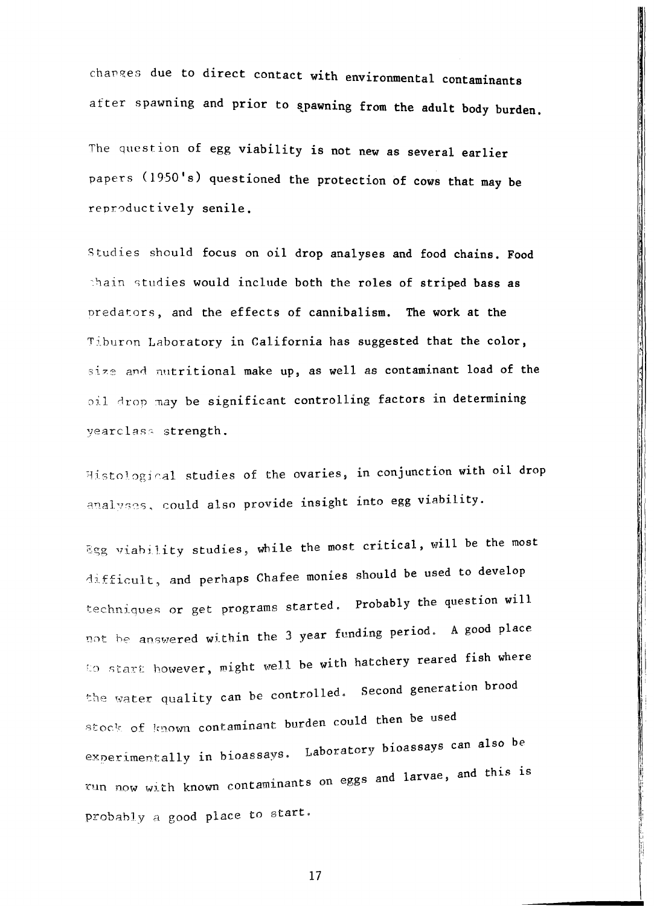changes due to direct contact with environmental contaminants after spawning and prior to spawning from the adult body burden.

The question of egg viability is not new as several earlier papers (1950's) questioned the protection of cows that may be reproductively senile.

Studies should focus on oil drop analyses and food chains. Food chain studies would include both the roles of striped bass as predators, and the effects of cannibalism. The work at the Tiburon Laboratory in California has suggested that the color, size and nutritional make up, as well as contaminant load of the oil drop may be significant controlling factors in determining yearclass strength.

Histological studies of the ovaries, in conjunction with oil drop analyses, could also provide insight into egg viability.

Egg viability studies, while the most critical, will be the most difficult, and perhaps Chafee monies should be used to develop techniques or get programs started. Probably the question will not be answered within the 3 year funding period. A good place to start however, might well be with hatchery reared fish where the water quality can be controlled. Second generation brood stock of known contaminant burden could then be used experimentally in bioassays. Laboratory bioassays can also be run now with known contaminants on eggs and larvae, and this is probably a good place to start.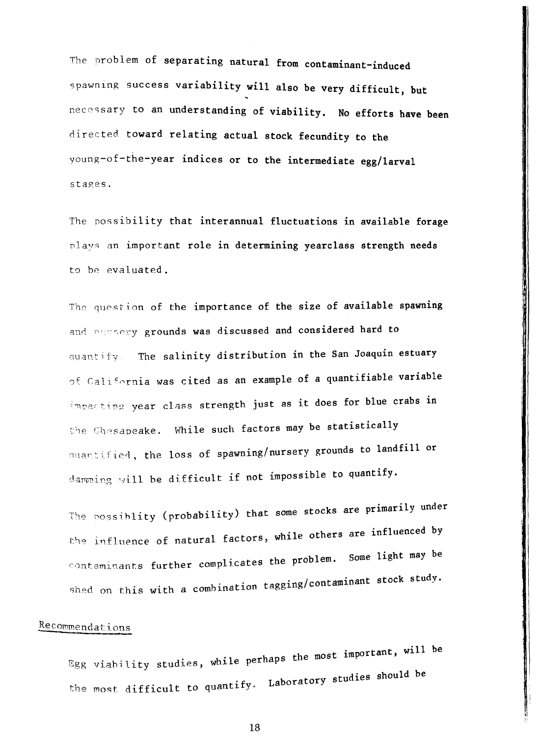The problem of separating natural from contaminant-induced spawning success variability will also be very difficult, but necessary to an understanding of viability. No efforts have been directed toward relating actual stock fecundity to the young-of-the-year indices or to the intermediate egg/larval stages.

The possibility that interannual fluctuations in available forage plays an important role in determining yearclass strength needs to be evaluated.

The question of the importance of the size of available spawning and nursery grounds was discussed and considered hard to quantify. The salinity distribution in the San Joaquin estuary of California was cited as an example of a quantifiable variable impacting year class strength just as it does for blue crabs in the Chesapeake. While such factors may be statistically quantified, the loss of spawning/nursery grounds to landfill or damming will be difficult if not impossible to quantify.

The possiblity (probability) that some stocks are primarily under the influence of natural factors, while others are influenced by contaminants further complicates the problem. Some light may be shed on this with a combination tagging/contaminant stock study.

## Recommendations

Egg viability studies, while perhaps the most important, will be the most difficult to quantify. Laboratory studies should be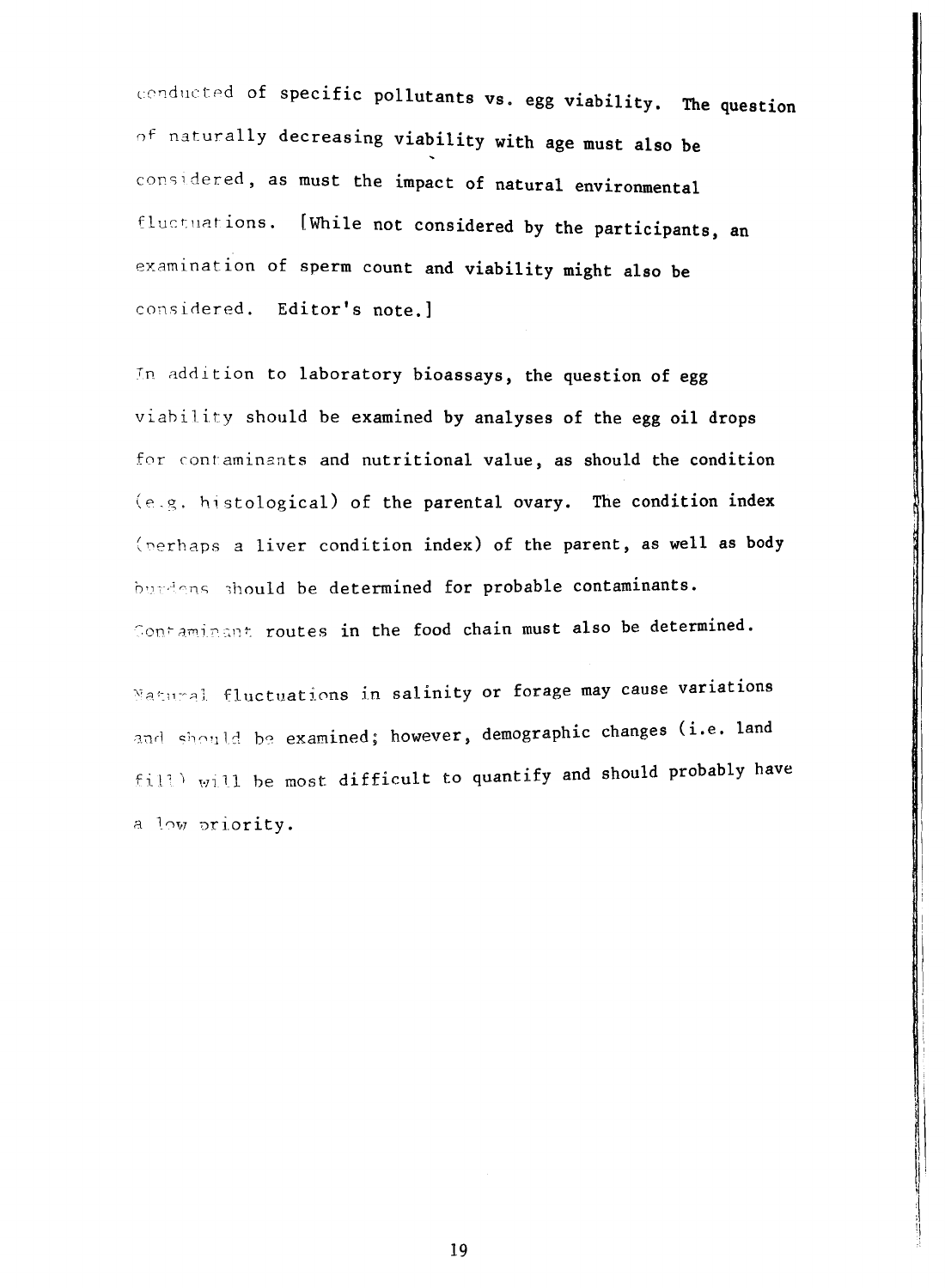conducted of specific pollutants vs. egg viability. The question of naturally decreasing viability with age must also be considered, as must the impact of natural environmental fluctuations. [While not considered by the participants, an examination of sperm count and viability might also be considered. Editor's note.]

In addition to laboratory bioassays, the question of egg viability should be examined by analyses of the egg oil drops for contaminants and nutritional value, as should the condition (e.g. histological) of the parental ovary. The condition index (perhaps a liver condition index) of the parent, as well as body burdens should be determined for probable contaminants. Contaminant routes in the food chain must also be determined.

Natural fluctuations in salinity or forage may cause variations and should be examined; however, demographic changes (i.e. land fill) will be most difficult to quantify and should probably have a low priority.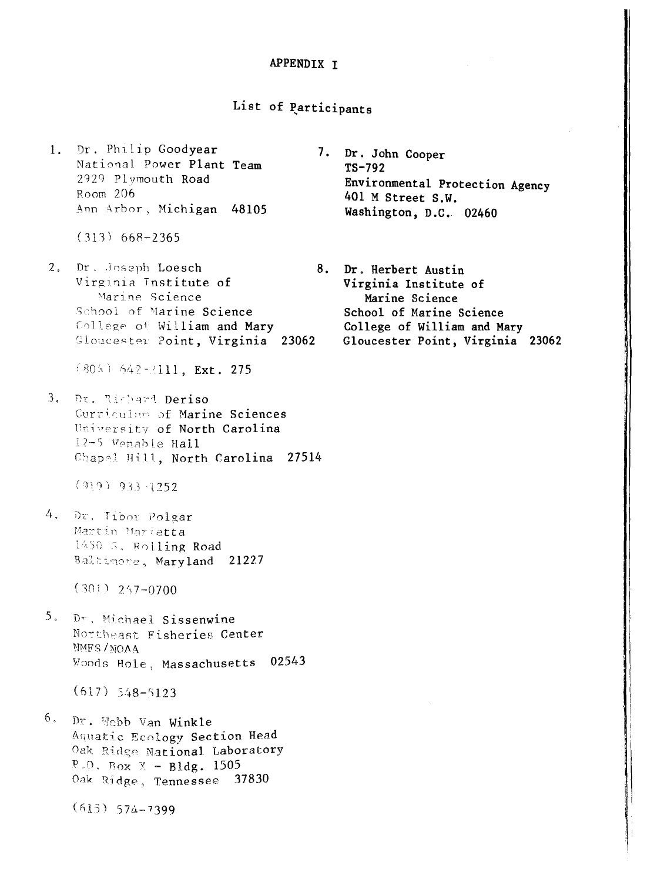# APPENDIX I

## List of Participants

1. Dr. Philip Goodyear
   National Power Plant Team
   2929 Plymouth Road
   Room 206
   Ann Arbor, Michigan 48105

   (313) 668-2365

2. Dr. Joseph Loesch
   Virginia Institute of
   Marine Science
   School of Marine Science
   College of William and Mary
   Gloucester Point, Virginia 23062

   (804) 642-2111, Ext. 275

3. Dr. Richard Deriso
   Curriculum of Marine Sciences
   University of North Carolina
   12-5 Venable Hall
   Chapel Hill, North Carolina 27514

   (919) 933-1252

4. Dr. Tibor Polgar
   Martin Marietta
   1450 S. Rolling Road
   Baltimore, Maryland 21227

   (301) 247-0700

5. Dr. Michael Sissenwine
   Northeast Fisheries Center
   NMFS/NOAA
   Woods Hole, Massachusetts 02543

   (617) 548-5123

6. Dr. Webb Van Winkle
   Aquatic Ecology Section Head
   Oak Ridge National Laboratory
   P.O. Box X - Bldg. 1505
   Oak Ridge, Tennessee 37830

   (615) 574-7399

7. Dr. John Cooper
   TS-792
   Environmental Protection Agency
   401 M Street S.W.
   Washington, D.C. 02460

8. Dr. Herbert Austin
   Virginia Institute of
   Marine Science
   School of Marine Science
   College of William and Mary
   Gloucester Point, Virginia 23062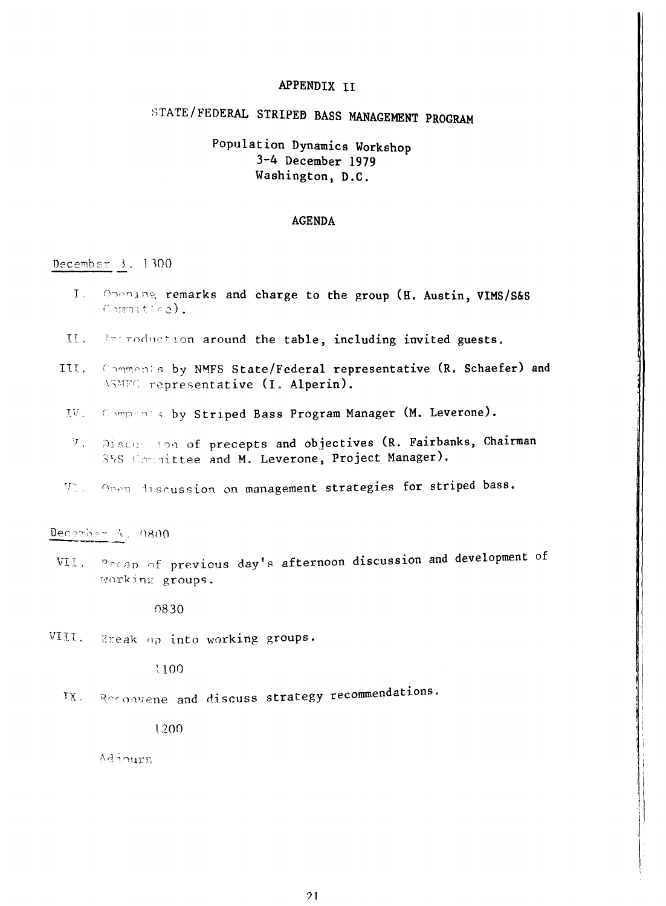# APPENDIX II

## STATE/FEDERAL STRIPED BASS MANAGEMENT PROGRAM

Population Dynamics Workshop
3-4 December 1979
Washington, D.C.

### AGENDA

December 3, 1300

I. Opening remarks and charge to the group (H. Austin, VIMS/S&S Committee).

II. Introduction around the table, including invited guests.

III. Comments by NMFS State/Federal representative (R. Schaefer) and ASMFC representative (I. Alperin).

IV. Comments by Striped Bass Program Manager (M. Leverone).

V. Discussion of precepts and objectives (R. Fairbanks, Chairman S&S Committee and M. Leverone, Project Manager).

VI. Open discussion on management strategies for striped bass.

December 4, 0800

VII. Recap of previous day's afternoon discussion and development of working groups.

0830

VIII. Break up into working groups.

1100

IX. Reconvene and discuss strategy recommendations.

1200

Adjourn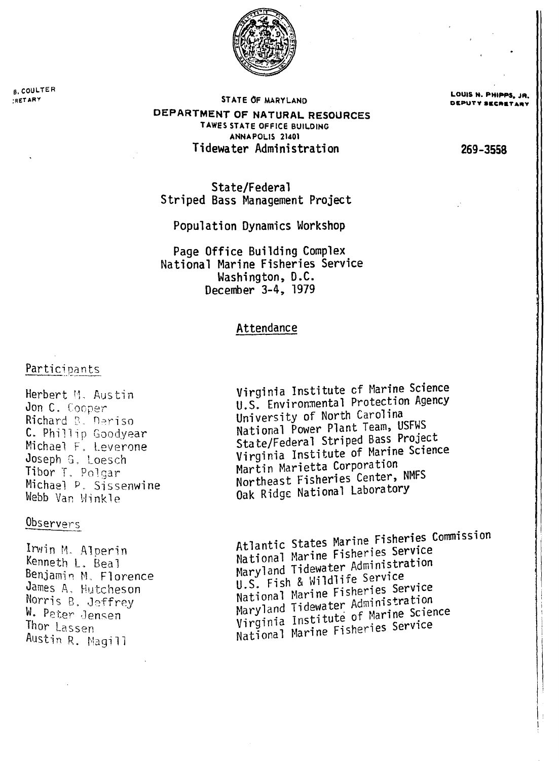B. COULTER
SECRETARY

STATE OF MARYLAND

**DEPARTMENT OF NATURAL RESOURCES**

TAWES STATE OFFICE BUILDING
ANNAPOLIS 21401

Tidewater Administration

LOUIS N. PHIPPS, JR.
DEPUTY SECRETARY

269-3558

State/Federal
Striped Bass Management Project

Population Dynamics Workshop

Page Office Building Complex
National Marine Fisheries Service
Washington, D.C.
December 3-4, 1979

## Attendance

### Participants

| | |
|---|---|
| Herbert M. Austin | Virginia Institute of Marine Science |
| Jon C. Cooper | U.S. Environmental Protection Agency |
| Richard B. Deriso | University of North Carolina |
| C. Phillip Goodyear | National Power Plant Team, USFWS |
| Michael F. Leverone | State/Federal Striped Bass Project |
| Joseph G. Loesch | Virginia Institute of Marine Science |
| Tibor T. Polgar | Martin Marietta Corporation |
| Michael P. Sissenwine | Northeast Fisheries Center, NMFS |
| Webb Van Winkle | Oak Ridge National Laboratory |

### Observers

| | |
|---|---|
| Irwin M. Alperin | Atlantic States Marine Fisheries Commission |
| Kenneth L. Beal | National Marine Fisheries Service |
| Benjamin M. Florence | Maryland Tidewater Administration |
| James A. Hutcheson | U.S. Fish & Wildlife Service |
| Norris B. Jeffrey | National Marine Fisheries Service |
| W. Peter Jensen | Maryland Tidewater Administration |
| Thor Lassen | Virginia Institute of Marine Science |
| Austin R. Magill | National Marine Fisheries Service |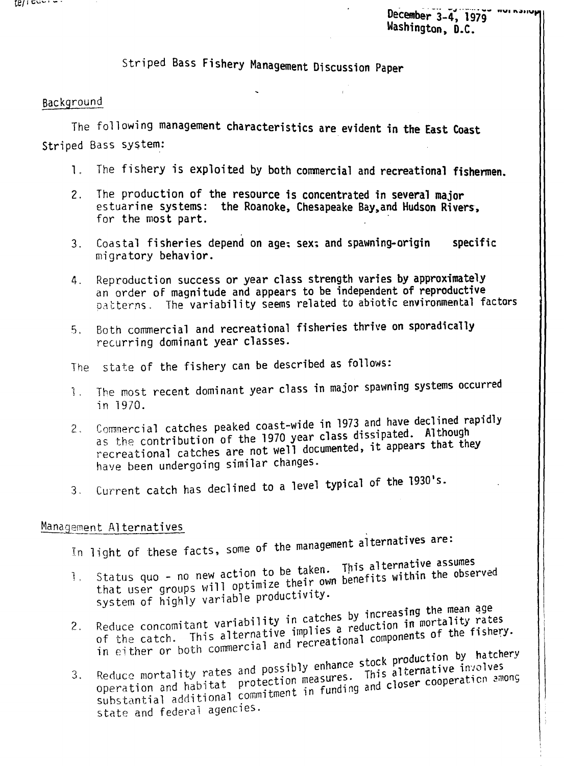December 3-4, 1979
Washington, D.C.

# Striped Bass Fishery Management Discussion Paper

## Background

The following management characteristics are evident in the East Coast Striped Bass system:

1. The fishery is exploited by both commercial and recreational fishermen.
2. The production of the resource is concentrated in several major estuarine systems: the Roanoke, Chesapeake Bay, and Hudson Rivers, for the most part.
3. Coastal fisheries depend on age; sex; and spawning-origin specific migratory behavior.
4. Reproduction success or year class strength varies by approximately an order of magnitude and appears to be independent of reproductive patterns. The variability seems related to abiotic environmental factors
5. Both commercial and recreational fisheries thrive on sporadically recurring dominant year classes.

The state of the fishery can be described as follows:

1. The most recent dominant year class in major spawning systems occurred in 1970.
2. Commercial catches peaked coast-wide in 1973 and have declined rapidly as the contribution of the 1970 year class dissipated. Although recreational catches are not well documented, it appears that they have been undergoing similar changes.
3. Current catch has declined to a level typical of the 1930's.

## Management Alternatives

In light of these facts, some of the management alternatives are:

1. Status quo - no new action to be taken. This alternative assumes that user groups will optimize their own benefits within the observed system of highly variable productivity.
2. Reduce concomitant variability in catches by increasing the mean age of the catch. This alternative implies a reduction in mortality rates in either or both commercial and recreational components of the fishery.
3. Reduce mortality rates and possibly enhance stock production by hatchery operation and habitat protection measures. This alternative involves substantial additional commitment in funding and closer cooperation among state and federal agencies.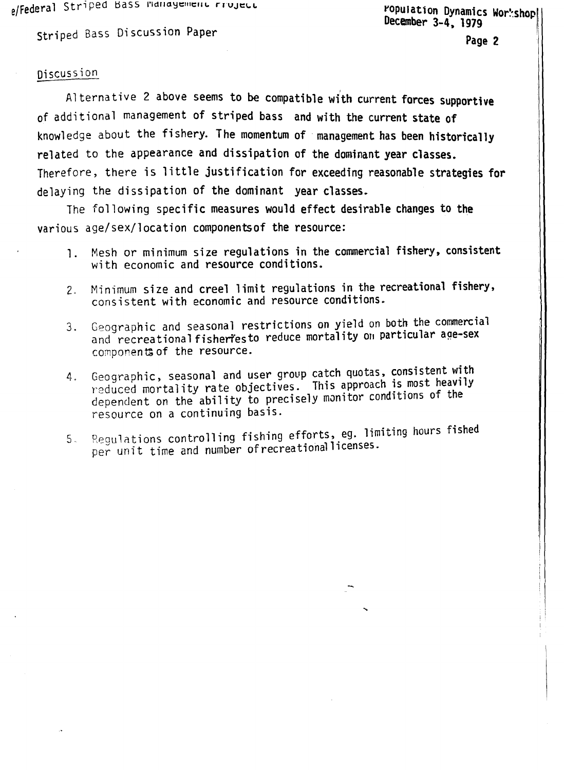## Discussion

Alternative 2 above seems to be compatible with current forces supportive of additional management of striped bass and with the current state of knowledge about the fishery. The momentum of management has been historically related to the appearance and dissipation of the dominant year classes. Therefore, there is little justification for exceeding reasonable strategies for delaying the dissipation of the dominant year classes.

The following specific measures would effect desirable changes to the various age/sex/location components of the resource:

1. Mesh or minimum size regulations in the commercial fishery, consistent with economic and resource conditions.
2. Minimum size and creel limit regulations in the recreational fishery, consistent with economic and resource conditions.
3. Geographic and seasonal restrictions on yield on both the commercial and recreational fisheries to reduce mortality on particular age-sex components of the resource.
4. Geographic, seasonal and user group catch quotas, consistent with reduced mortality rate objectives. This approach is most heavily dependent on the ability to precisely monitor conditions of the resource on a continuing basis.
5. Regulations controlling fishing efforts, eg. limiting hours fished per unit time and number of recreational licenses.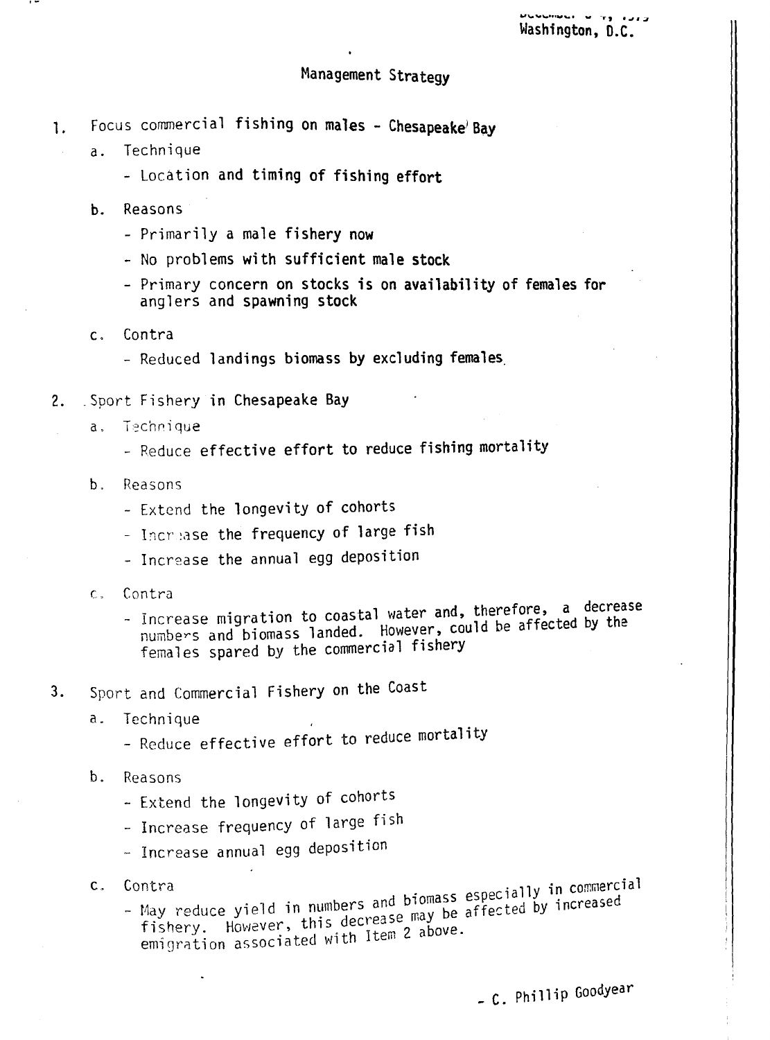December 3-4, 1979
Washington, D.C.

## Management Strategy

1. Focus commercial fishing on males - Chesapeake Bay
   - a. Technique
     - Location and timing of fishing effort
   - b. Reasons
     - Primarily a male fishery now
     - No problems with sufficient male stock
     - Primary concern on stocks is on availability of females for anglers and spawning stock
   - c. Contra
     - Reduced landings biomass by excluding females.

2. Sport Fishery in Chesapeake Bay
   - a. Technique
     - Reduce effective effort to reduce fishing mortality
   - b. Reasons
     - Extend the longevity of cohorts
     - Increase the frequency of large fish
     - Increase the annual egg deposition
   - c. Contra
     - Increase migration to coastal water and, therefore, a decrease numbers and biomass landed. However, could be affected by the females spared by the commercial fishery

3. Sport and Commercial Fishery on the Coast
   - a. Technique
     - Reduce effective effort to reduce mortality
   - b. Reasons
     - Extend the longevity of cohorts
     - Increase frequency of large fish
     - Increase annual egg deposition
   - c. Contra
     - May reduce yield in numbers and biomass especially in commercial fishery. However, this decrease may be affected by increased emigration associated with Item 2 above.

\- C. Phillip Goodyear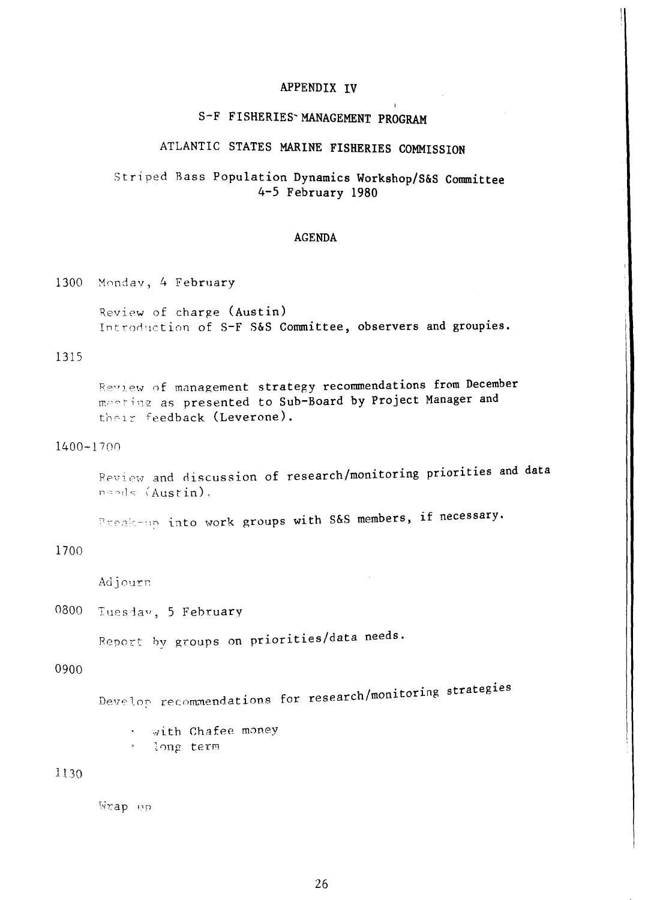# APPENDIX IV

## S-F FISHERIES MANAGEMENT PROGRAM

## ATLANTIC STATES MARINE FISHERIES COMMISSION

### Striped Bass Population Dynamics Workshop/S&S Committee
### 4-5 February 1980

### AGENDA

1300 Monday, 4 February

Review of charge (Austin)
Introduction of S-F S&S Committee, observers and groupies.

1315

Review of management strategy recommendations from December meeting as presented to Sub-Board by Project Manager and their feedback (Leverone).

1400-1700

Review and discussion of research/monitoring priorities and data needs (Austin).

Break-up into work groups with S&S members, if necessary.

1700

Adjourn

0800 Tuesday, 5 February

Report by groups on priorities/data needs.

0900

Develop recommendations for research/monitoring strategies

- with Chafee money
- long term

1130

Wrap up